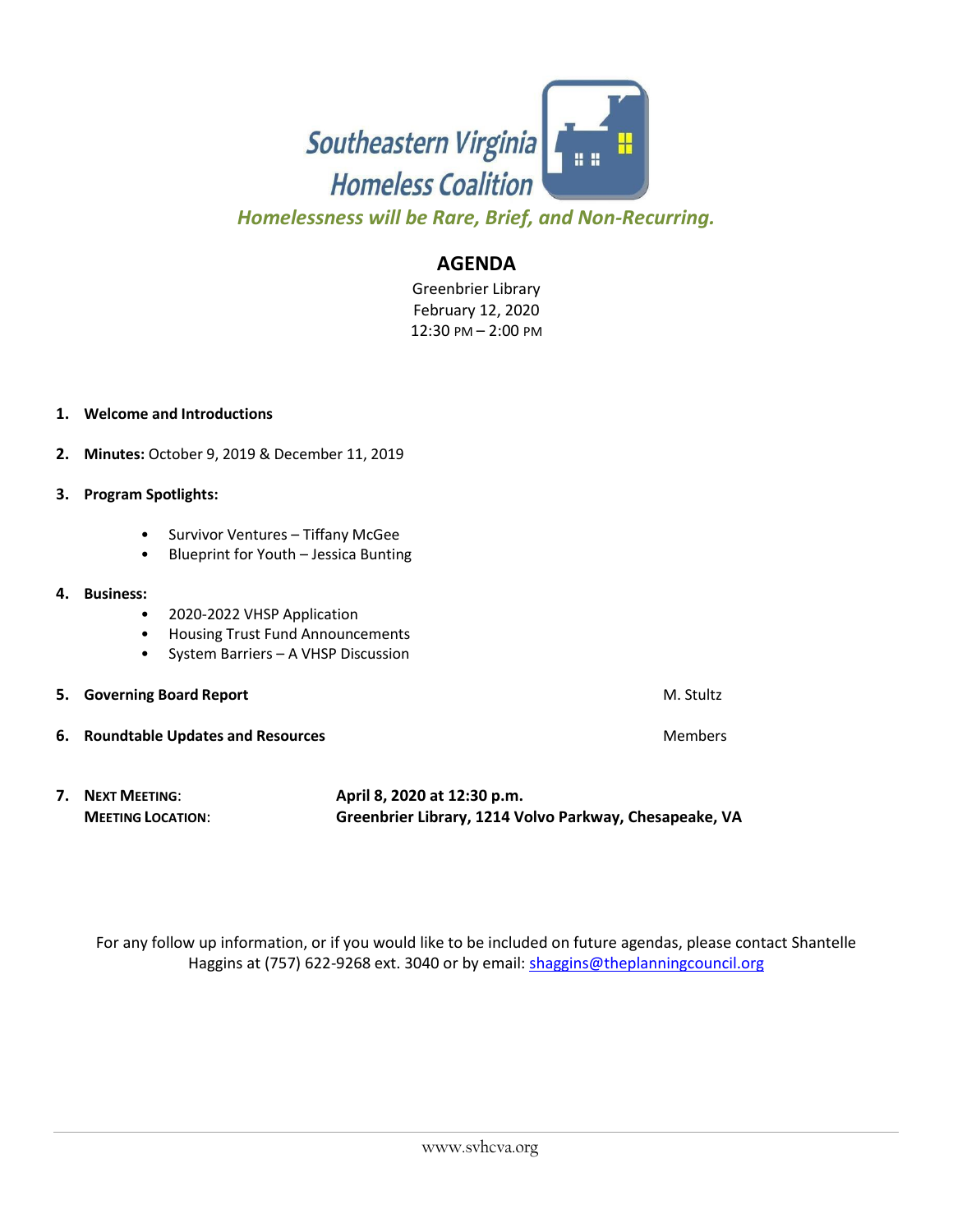Southeastern Virginia Homeless Coalition

*Homelessness will be Rare, Brief, and Non-Recurring.*

## AGENDA

Greenbrier Library
February 12, 2020
12:30 PM – 2:00 PM

1. **Welcome and Introductions**

2. **Minutes:** October 9, 2019 & December 11, 2019

3. **Program Spotlights:**
   - Survivor Ventures – Tiffany McGee
   - Blueprint for Youth – Jessica Bunting

4. **Business:**
   - 2020-2022 VHSP Application
   - Housing Trust Fund Announcements
   - System Barriers – A VHSP Discussion

5. **Governing Board Report** — M. Stultz

6. **Roundtable Updates and Resources** — Members

7. **NEXT MEETING**: **April 8, 2020 at 12:30 p.m.**
   **MEETING LOCATION**: **Greenbrier Library, 1214 Volvo Parkway, Chesapeake, VA**

For any follow up information, or if you would like to be included on future agendas, please contact Shantelle Haggins at (757) 622-9268 ext. 3040 or by email: shaggins@theplanningcouncil.org

www.svhcva.org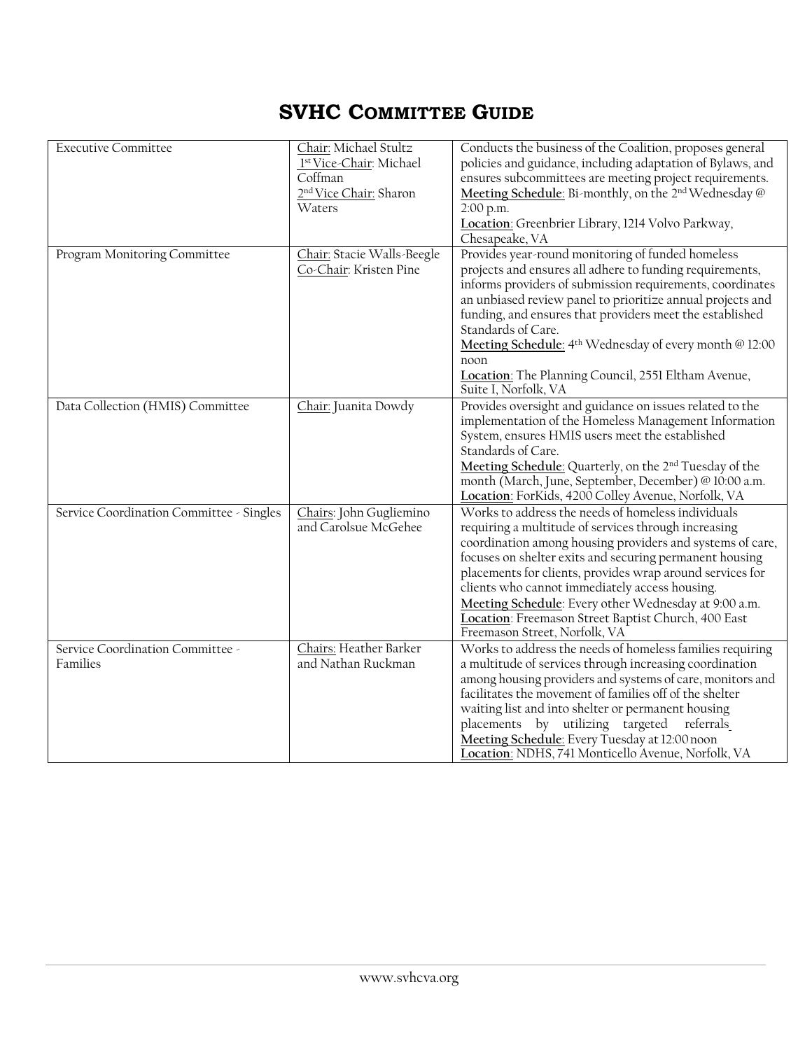# SVHC Committee Guide

| | | |
|---|---|---|
| Executive Committee | Chair: Michael Stultz<br>1st Vice-Chair: Michael Coffman<br>2nd Vice Chair: Sharon Waters | Conducts the business of the Coalition, proposes general policies and guidance, including adaptation of Bylaws, and ensures subcommittees are meeting project requirements.<br>**Meeting Schedule**: Bi-monthly, on the 2nd Wednesday @ 2:00 p.m.<br>**Location**: Greenbrier Library, 1214 Volvo Parkway, Chesapeake, VA |
| Program Monitoring Committee | Chair: Stacie Walls-Beegle<br>Co-Chair: Kristen Pine | Provides year-round monitoring of funded homeless projects and ensures all adhere to funding requirements, informs providers of submission requirements, coordinates an unbiased review panel to prioritize annual projects and funding, and ensures that providers meet the established Standards of Care.<br>**Meeting Schedule**: 4th Wednesday of every month @ 12:00 noon<br>**Location**: The Planning Council, 2551 Eltham Avenue, Suite I, Norfolk, VA |
| Data Collection (HMIS) Committee | Chair: Juanita Dowdy | Provides oversight and guidance on issues related to the implementation of the Homeless Management Information System, ensures HMIS users meet the established Standards of Care.<br>**Meeting Schedule**: Quarterly, on the 2nd Tuesday of the month (March, June, September, December) @ 10:00 a.m.<br>**Location**: ForKids, 4200 Colley Avenue, Norfolk, VA |
| Service Coordination Committee - Singles | Chairs: John Gugliemino and Carolsue McGehee | Works to address the needs of homeless individuals requiring a multitude of services through increasing coordination among housing providers and systems of care, focuses on shelter exits and securing permanent housing placements for clients, provides wrap around services for clients who cannot immediately access housing.<br>**Meeting Schedule**: Every other Wednesday at 9:00 a.m.<br>**Location**: Freemason Street Baptist Church, 400 East Freemason Street, Norfolk, VA |
| Service Coordination Committee - Families | Chairs: Heather Barker and Nathan Ruckman | Works to address the needs of homeless families requiring a multitude of services through increasing coordination among housing providers and systems of care, monitors and facilitates the movement of families off of the shelter waiting list and into shelter or permanent housing placements by utilizing targeted referrals<br>**Meeting Schedule**: Every Tuesday at 12:00 noon<br>**Location**: NDHS, 741 Monticello Avenue, Norfolk, VA |

www.svhcva.org